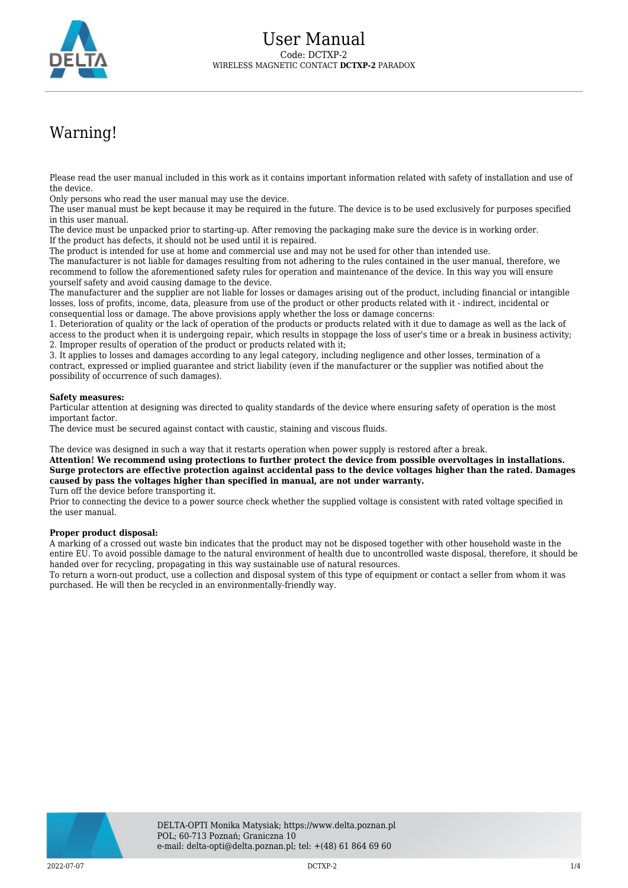# User Manual

Code: DCTXP-2

WIRELESS MAGNETIC CONTACT **DCTXP-2** PARADOX

## Warning!

Please read the user manual included in this work as it contains important information related with safety of installation and use of the device.

Only persons who read the user manual may use the device.

The user manual must be kept because it may be required in the future. The device is to be used exclusively for purposes specified in this user manual.

The device must be unpacked prior to starting-up. After removing the packaging make sure the device is in working order.

If the product has defects, it should not be used until it is repaired.

The product is intended for use at home and commercial use and may not be used for other than intended use.

The manufacturer is not liable for damages resulting from not adhering to the rules contained in the user manual, therefore, we recommend to follow the aforementioned safety rules for operation and maintenance of the device. In this way you will ensure yourself safety and avoid causing damage to the device.

The manufacturer and the supplier are not liable for losses or damages arising out of the product, including financial or intangible losses, loss of profits, income, data, pleasure from use of the product or other products related with it - indirect, incidental or consequential loss or damage. The above provisions apply whether the loss or damage concerns:

1. Deterioration of quality or the lack of operation of the products or products related with it due to damage as well as the lack of access to the product when it is undergoing repair, which results in stoppage the loss of user's time or a break in business activity;
2. Improper results of operation of the product or products related with it;
3. It applies to losses and damages according to any legal category, including negligence and other losses, termination of a contract, expressed or implied guarantee and strict liability (even if the manufacturer or the supplier was notified about the possibility of occurrence of such damages).

**Safety measures:**

Particular attention at designing was directed to quality standards of the device where ensuring safety of operation is the most important factor.

The device must be secured against contact with caustic, staining and viscous fluids.

The device was designed in such a way that it restarts operation when power supply is restored after a break.

**Attention! We recommend using protections to further protect the device from possible overvoltages in installations. Surge protectors are effective protection against accidental pass to the device voltages higher than the rated. Damages caused by pass the voltages higher than specified in manual, are not under warranty.**

Turn off the device before transporting it.

Prior to connecting the device to a power source check whether the supplied voltage is consistent with rated voltage specified in the user manual.

**Proper product disposal:**

A marking of a crossed out waste bin indicates that the product may not be disposed together with other household waste in the entire EU. To avoid possible damage to the natural environment of health due to uncontrolled waste disposal, therefore, it should be handed over for recycling, propagating in this way sustainable use of natural resources.

To return a worn-out product, use a collection and disposal system of this type of equipment or contact a seller from whom it was purchased. He will then be recycled in an environmentally-friendly way.

DELTA-OPTI Monika Matysiak; https://www.delta.poznan.pl
POL; 60-713 Poznań; Graniczna 10
e-mail: delta-opti@delta.poznan.pl; tel: +(48) 61 864 69 60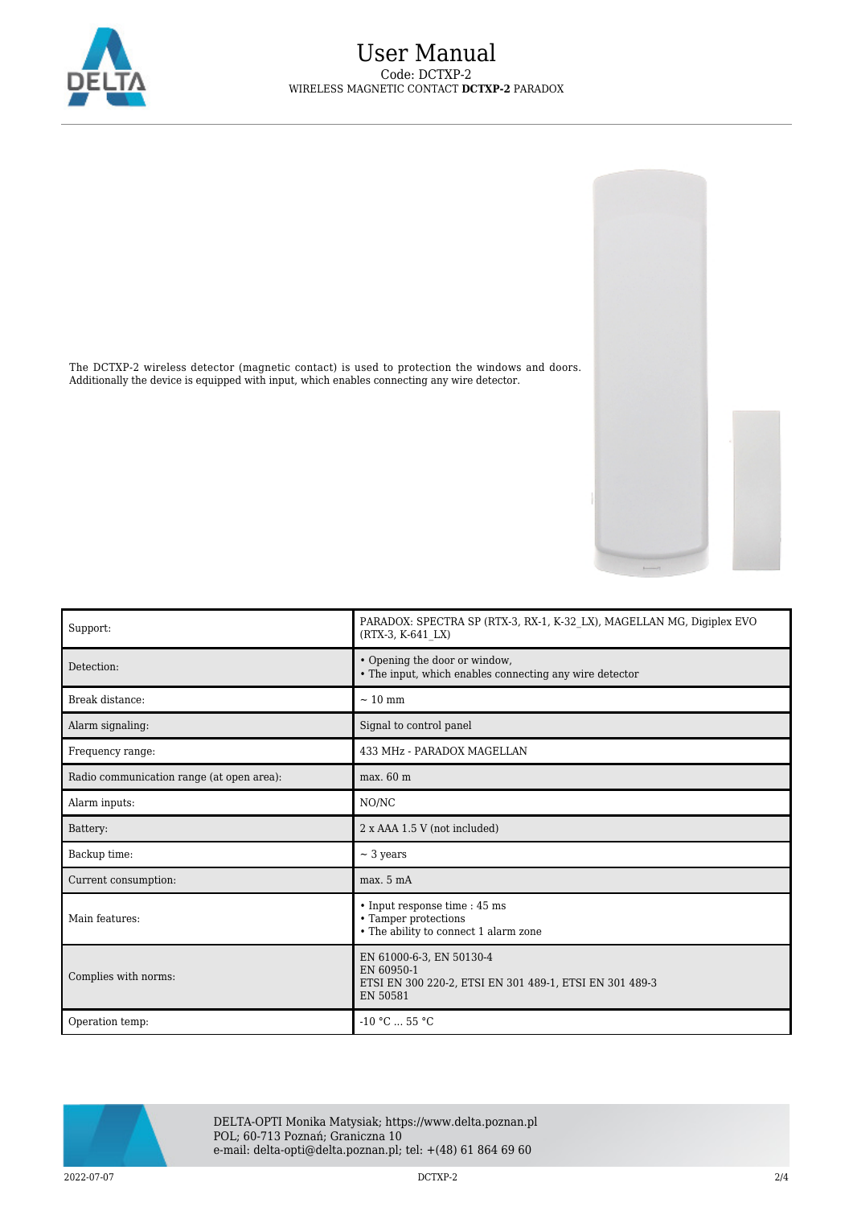# User Manual

Code: DCTXP-2

WIRELESS MAGNETIC CONTACT **DCTXP-2** PARADOX

The DCTXP-2 wireless detector (magnetic contact) is used to protection the windows and doors. Additionally the device is equipped with input, which enables connecting any wire detector.

| | |
|---|---|
| Support: | PARADOX: SPECTRA SP (RTX-3, RX-1, K-32_LX), MAGELLAN MG, Digiplex EVO (RTX-3, K-641_LX) |
| Detection: | • Opening the door or window,<br>• The input, which enables connecting any wire detector |
| Break distance: | ~ 10 mm |
| Alarm signaling: | Signal to control panel |
| Frequency range: | 433 MHz - PARADOX MAGELLAN |
| Radio communication range (at open area): | max. 60 m |
| Alarm inputs: | NO/NC |
| Battery: | 2 x AAA 1.5 V (not included) |
| Backup time: | ~ 3 years |
| Current consumption: | max. 5 mA |
| Main features: | • Input response time : 45 ms<br>• Tamper protections<br>• The ability to connect 1 alarm zone |
| Complies with norms: | EN 61000-6-3, EN 50130-4<br>EN 60950-1<br>ETSI EN 300 220-2, ETSI EN 301 489-1, ETSI EN 301 489-3<br>EN 50581 |
| Operation temp: | -10 °C ... 55 °C |

DELTA-OPTI Monika Matysiak; https://www.delta.poznan.pl
POL; 60-713 Poznań; Graniczna 10
e-mail: delta-opti@delta.poznan.pl; tel: +(48) 61 864 69 60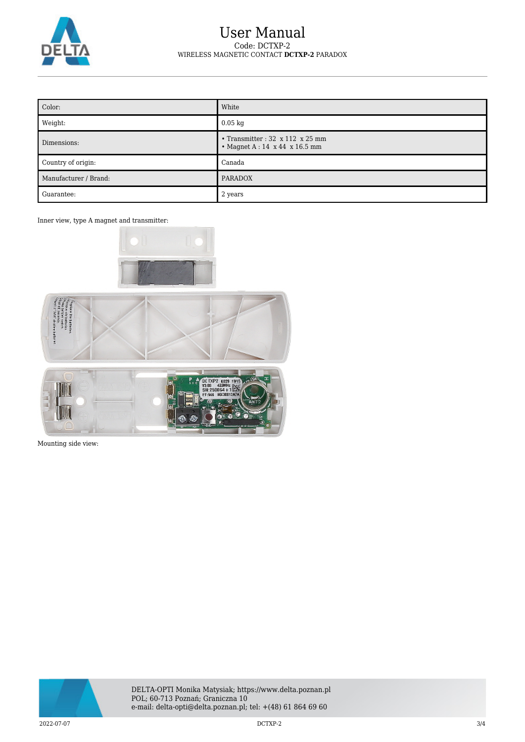| Color: | White |
|---|---|
| Weight: | 0.05 kg |
| Dimensions: | • Transmitter : 32 x 112 x 25 mm<br>• Magnet A : 14 x 44 x 16.5 mm |
| Country of origin: | Canada |
| Manufacturer / Brand: | PARADOX |
| Guarantee: | 2 years |

Inner view, type A magnet and transmitter:

Mounting side view: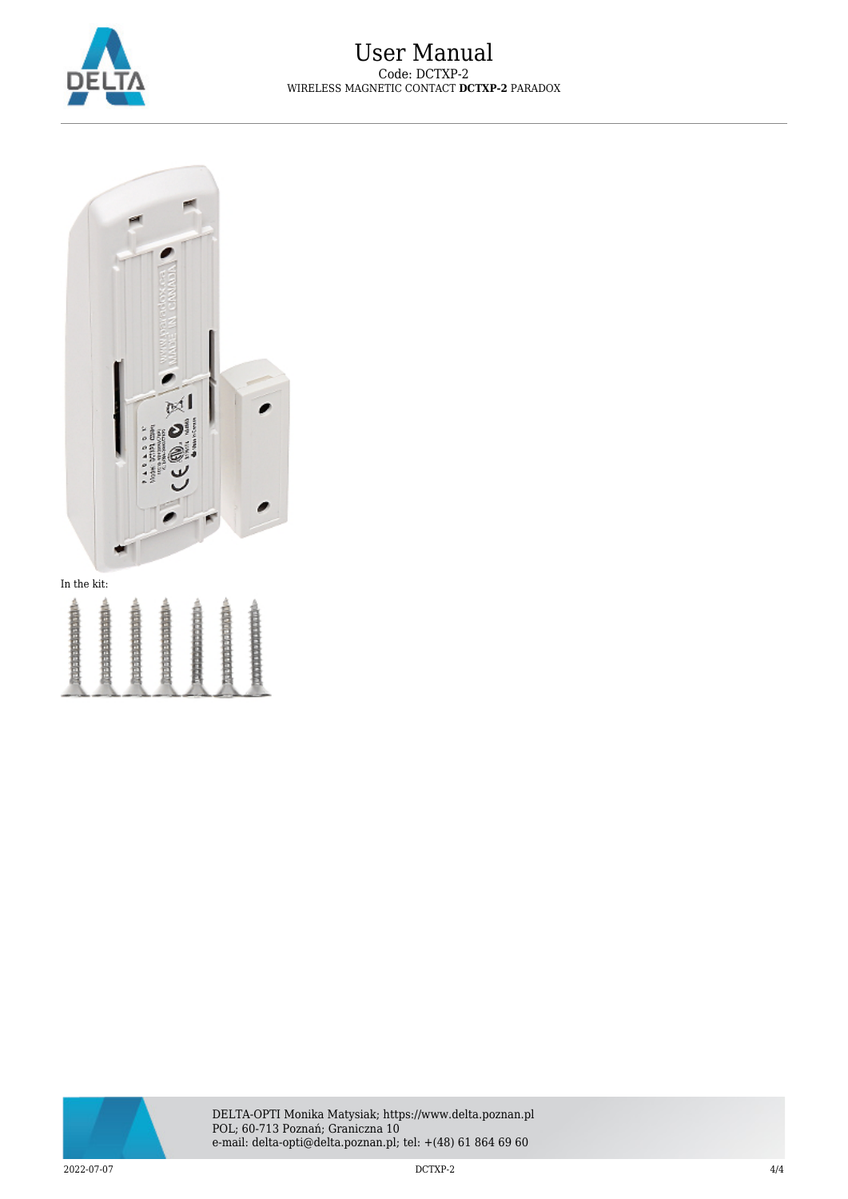In the kit: